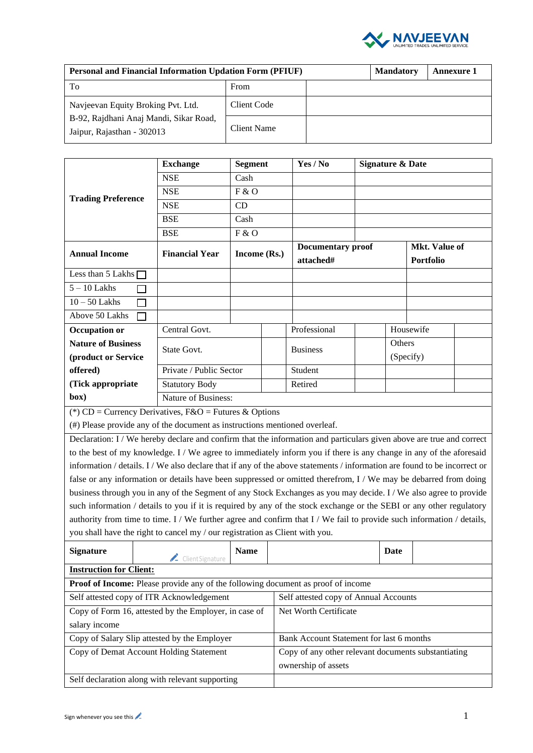NAVJEEVAN
UNLIMITED TRADES. UNLIMITED SERVICE.

| Personal and Financial Information Updation Form (PFIUF) | | Mandatory | Annexure 1 |
|---|---|---|---|
| To | From | | |
| Navjeevan Equity Broking Pvt. Ltd.<br>B-92, Rajdhani Anaj Mandi, Sikar Road,<br>Jaipur, Rajasthan - 302013 | Client Code | | |
| | Client Name | | |

| Trading Preference | Exchange | Segment | Yes / No | Signature & Date |
|---|---|---|---|---|
| | NSE | Cash | | |
| | NSE | F & O | | |
| | NSE | CD | | |
| | BSE | Cash | | |
| | BSE | F & O | | |

| **Annual Income** | **Financial Year** | **Income (Rs.)** | **Documentary proof attached#** | **Mkt. Value of Portfolio** |
|---|---|---|---|---|
| Less than 5 Lakhs ☐ | | | | |
| 5 – 10 Lakhs ☐ | | | | |
| 10 – 50 Lakhs ☐ | | | | |
| Above 50 Lakhs ☐ | | | | |

| **Occupation or Nature of Business (product or Service offered) (Tick appropriate box)** | | | | | | |
|---|---|---|---|---|---|---|
| | Central Govt. | | Professional | | Housewife | |
| | State Govt. | | Business | | Others (Specify) | |
| | Private / Public Sector | | Student | | | |
| | Statutory Body | | Retired | | | |
| | Nature of Business: | | | | | |

(*) CD = Currency Derivatives, F&O = Futures & Options

(#) Please provide any of the document as instructions mentioned overleaf.

Declaration: I / We hereby declare and confirm that the information and particulars given above are true and correct to the best of my knowledge. I / We agree to immediately inform you if there is any change in any of the aforesaid information / details. I / We also declare that if any of the above statements / information are found to be incorrect or false or any information or details have been suppressed or omitted therefrom, I / We may be debarred from doing business through you in any of the Segment of any Stock Exchanges as you may decide. I / We also agree to provide such information / details to you if it is required by any of the stock exchange or the SEBI or any other regulatory authority from time to time. I / We further agree and confirm that I / We fail to provide such information / details, you shall have the right to cancel my / our registration as Client with you.

| **Signature** | ClientSignature | **Name** | | **Date** | |
|---|---|---|---|---|---|

**Instruction for Client:**

**Proof of Income:** Please provide any of the following document as proof of income

| | |
|---|---|
| Self attested copy of ITR Acknowledgement | Self attested copy of Annual Accounts |
| Copy of Form 16, attested by the Employer, in case of salary income | Net Worth Certificate |
| Copy of Salary Slip attested by the Employer | Bank Account Statement for last 6 months |
| Copy of Demat Account Holding Statement | Copy of any other relevant documents substantiating ownership of assets |
| Self declaration along with relevant supporting | |

Sign whenever you see this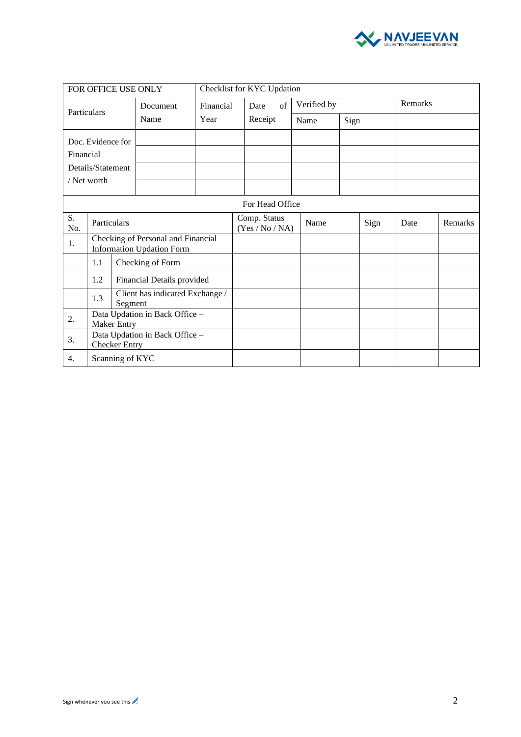| FOR OFFICE USE ONLY | | Checklist for KYC Updation | | | | |
|---|---|---|---|---|---|---|
| Particulars | Document Name | Financial Year | Date of Receipt | Verified by | | Remarks |
| | | | | Name | Sign | |
| Doc. Evidence for Financial Details/Statement / Net worth | | | | | | |
| | | | | | | |
| | | | | | | |
| | | | | | | |

**For Head Office**

| S. No. | Particulars | | Comp. Status (Yes / No / NA) | Name | Sign | Date | Remarks |
|---|---|---|---|---|---|---|---|
| 1. | Checking of Personal and Financial Information Updation Form | | | | | | |
| | 1.1 | Checking of Form | | | | | |
| | 1.2 | Financial Details provided | | | | | |
| | 1.3 | Client has indicated Exchange / Segment | | | | | |
| 2. | Data Updation in Back Office – Maker Entry | | | | | | |
| 3. | Data Updation in Back Office – Checker Entry | | | | | | |
| 4. | Scanning of KYC | | | | | | |

Sign whenever you see this